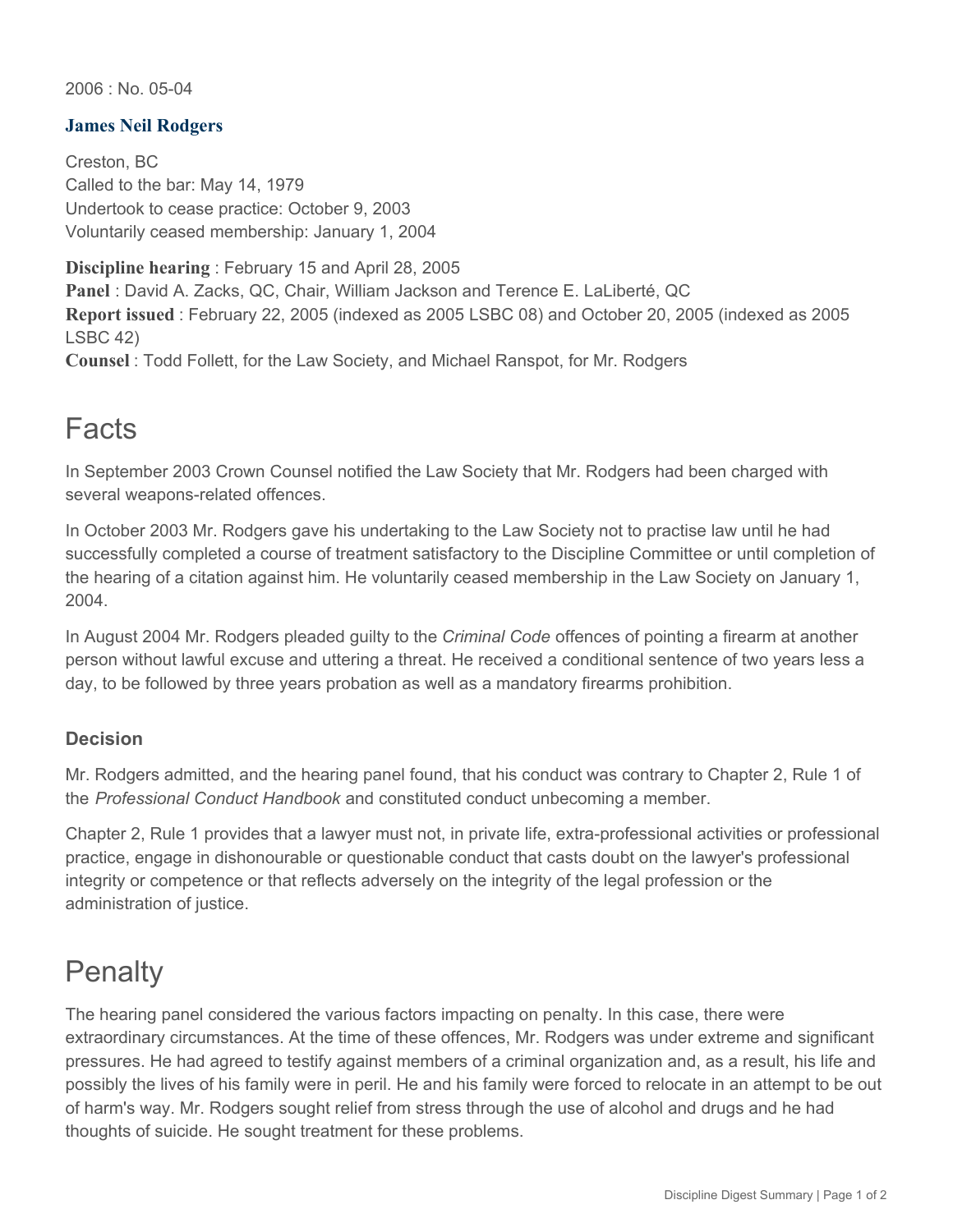2006 : No. 05-04

### James Neil Rodgers

Creston, BC
Called to the bar: May 14, 1979
Undertook to cease practice: October 9, 2003
Voluntarily ceased membership: January 1, 2004

**Discipline hearing** : February 15 and April 28, 2005
**Panel** : David A. Zacks, QC, Chair, William Jackson and Terence E. LaLiberté, QC
**Report issued** : February 22, 2005 (indexed as 2005 LSBC 08) and October 20, 2005 (indexed as 2005 LSBC 42)
**Counsel** : Todd Follett, for the Law Society, and Michael Ranspot, for Mr. Rodgers

# Facts

In September 2003 Crown Counsel notified the Law Society that Mr. Rodgers had been charged with several weapons-related offences.

In October 2003 Mr. Rodgers gave his undertaking to the Law Society not to practise law until he had successfully completed a course of treatment satisfactory to the Discipline Committee or until completion of the hearing of a citation against him. He voluntarily ceased membership in the Law Society on January 1, 2004.

In August 2004 Mr. Rodgers pleaded guilty to the *Criminal Code* offences of pointing a firearm at another person without lawful excuse and uttering a threat. He received a conditional sentence of two years less a day, to be followed by three years probation as well as a mandatory firearms prohibition.

### Decision

Mr. Rodgers admitted, and the hearing panel found, that his conduct was contrary to Chapter 2, Rule 1 of the *Professional Conduct Handbook* and constituted conduct unbecoming a member.

Chapter 2, Rule 1 provides that a lawyer must not, in private life, extra-professional activities or professional practice, engage in dishonourable or questionable conduct that casts doubt on the lawyer's professional integrity or competence or that reflects adversely on the integrity of the legal profession or the administration of justice.

# Penalty

The hearing panel considered the various factors impacting on penalty. In this case, there were extraordinary circumstances. At the time of these offences, Mr. Rodgers was under extreme and significant pressures. He had agreed to testify against members of a criminal organization and, as a result, his life and possibly the lives of his family were in peril. He and his family were forced to relocate in an attempt to be out of harm's way. Mr. Rodgers sought relief from stress through the use of alcohol and drugs and he had thoughts of suicide. He sought treatment for these problems.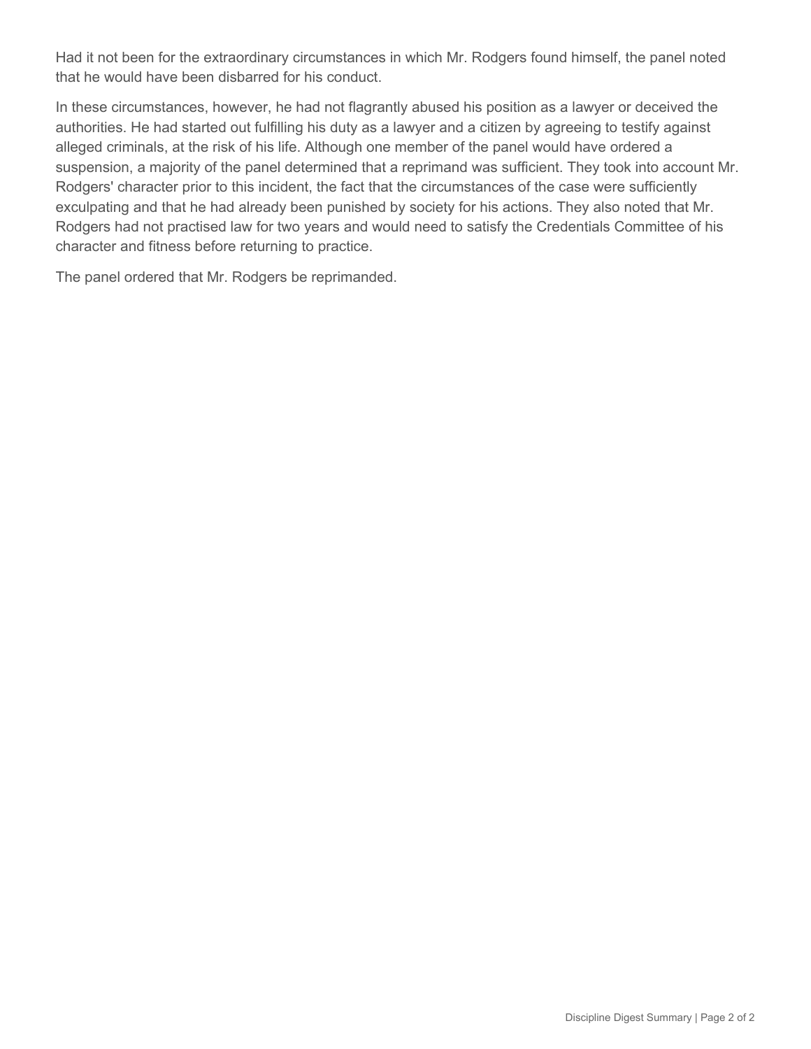Had it not been for the extraordinary circumstances in which Mr. Rodgers found himself, the panel noted that he would have been disbarred for his conduct.

In these circumstances, however, he had not flagrantly abused his position as a lawyer or deceived the authorities. He had started out fulfilling his duty as a lawyer and a citizen by agreeing to testify against alleged criminals, at the risk of his life. Although one member of the panel would have ordered a suspension, a majority of the panel determined that a reprimand was sufficient. They took into account Mr. Rodgers' character prior to this incident, the fact that the circumstances of the case were sufficiently exculpating and that he had already been punished by society for his actions. They also noted that Mr. Rodgers had not practised law for two years and would need to satisfy the Credentials Committee of his character and fitness before returning to practice.

The panel ordered that Mr. Rodgers be reprimanded.